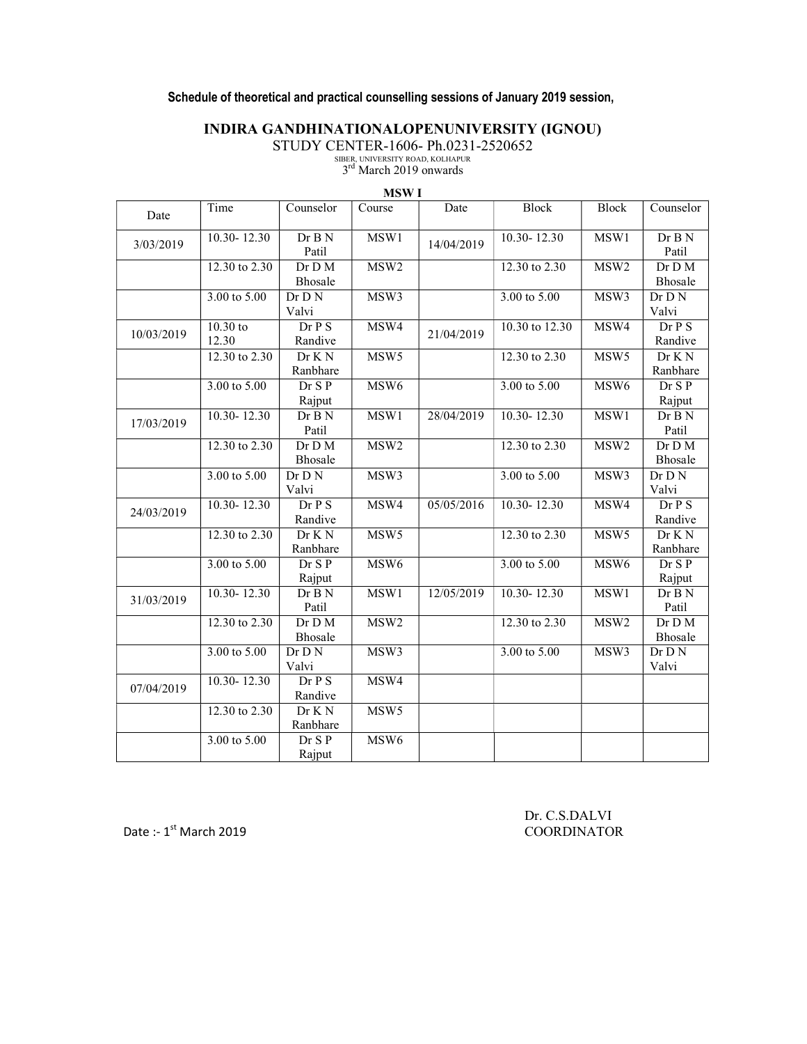**Schedule of theoretical and practical counselling sessions of January 2019 session,**

# INDIRA GANDHINATIONALOPENUNIVERSITY (IGNOU)

STUDY CENTER-1606- Ph.0231-2520652

SIBER, UNIVERSITY ROAD, KOLHAPUR

3rd March 2019 onwards

**MSW I**

| Date | Time | Counselor | Course | Date | Block | Block | Counselor |
|---|---|---|---|---|---|---|---|
| 3/03/2019 | 10.30- 12.30 | Dr B N Patil | MSW1 | 14/04/2019 | 10.30- 12.30 | MSW1 | Dr B N Patil |
| | 12.30 to 2.30 | Dr D M Bhosale | MSW2 | | 12.30 to 2.30 | MSW2 | Dr D M Bhosale |
| | 3.00 to 5.00 | Dr D N Valvi | MSW3 | | 3.00 to 5.00 | MSW3 | Dr D N Valvi |
| 10/03/2019 | 10.30 to 12.30 | Dr P S Randive | MSW4 | 21/04/2019 | 10.30 to 12.30 | MSW4 | Dr P S Randive |
| | 12.30 to 2.30 | Dr K N Ranbhare | MSW5 | | 12.30 to 2.30 | MSW5 | Dr K N Ranbhare |
| | 3.00 to 5.00 | Dr S P Rajput | MSW6 | | 3.00 to 5.00 | MSW6 | Dr S P Rajput |
| 17/03/2019 | 10.30- 12.30 | Dr B N Patil | MSW1 | 28/04/2019 | 10.30- 12.30 | MSW1 | Dr B N Patil |
| | 12.30 to 2.30 | Dr D M Bhosale | MSW2 | | 12.30 to 2.30 | MSW2 | Dr D M Bhosale |
| | 3.00 to 5.00 | Dr D N Valvi | MSW3 | | 3.00 to 5.00 | MSW3 | Dr D N Valvi |
| 24/03/2019 | 10.30- 12.30 | Dr P S Randive | MSW4 | 05/05/2016 | 10.30- 12.30 | MSW4 | Dr P S Randive |
| | 12.30 to 2.30 | Dr K N Ranbhare | MSW5 | | 12.30 to 2.30 | MSW5 | Dr K N Ranbhare |
| | 3.00 to 5.00 | Dr S P Rajput | MSW6 | | 3.00 to 5.00 | MSW6 | Dr S P Rajput |
| 31/03/2019 | 10.30- 12.30 | Dr B N Patil | MSW1 | 12/05/2019 | 10.30- 12.30 | MSW1 | Dr B N Patil |
| | 12.30 to 2.30 | Dr D M Bhosale | MSW2 | | 12.30 to 2.30 | MSW2 | Dr D M Bhosale |
| | 3.00 to 5.00 | Dr D N Valvi | MSW3 | | 3.00 to 5.00 | MSW3 | Dr D N Valvi |
| 07/04/2019 | 10.30- 12.30 | Dr P S Randive | MSW4 | | | | |
| | 12.30 to 2.30 | Dr K N Ranbhare | MSW5 | | | | |
| | 3.00 to 5.00 | Dr S P Rajput | MSW6 | | | | |

Date :- 1st March 2019

Dr. C.S.DALVI
COORDINATOR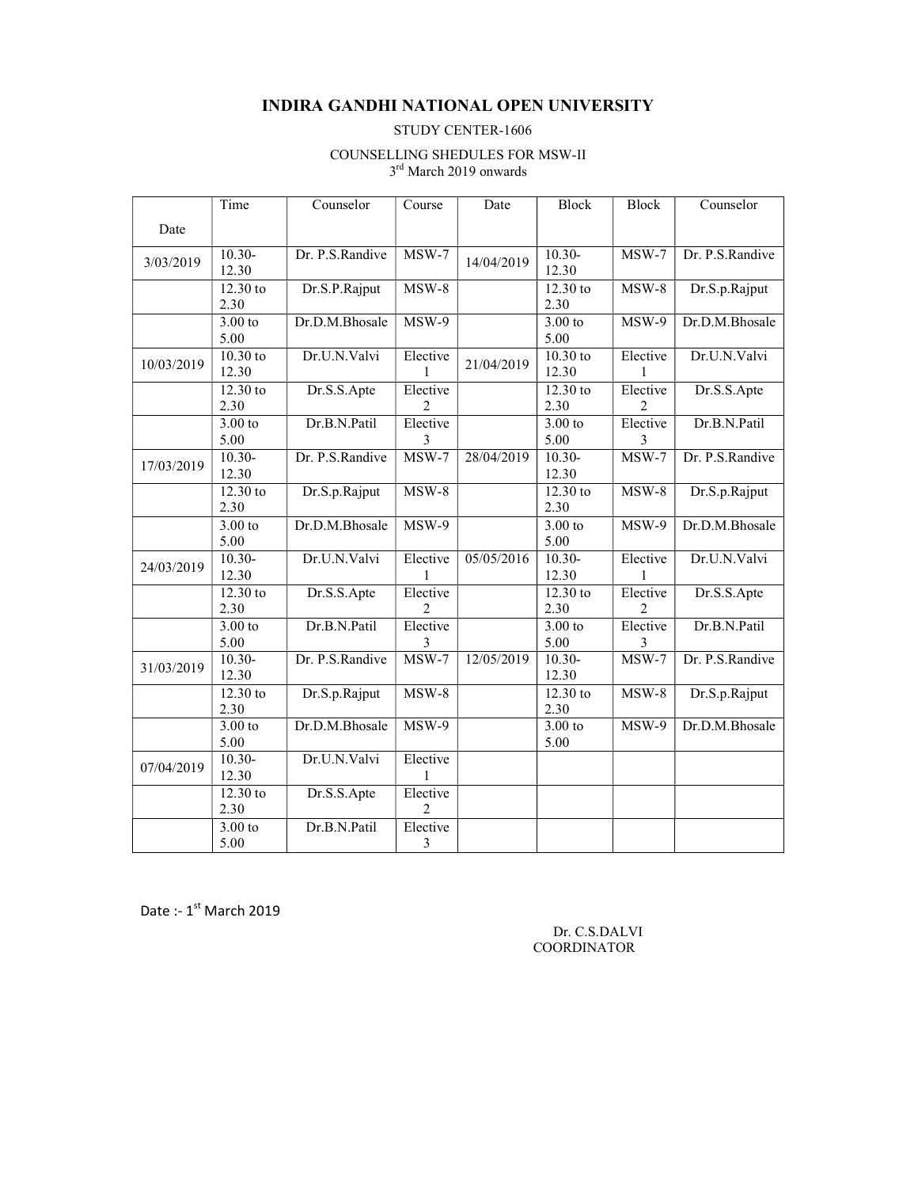# INDIRA GANDHI NATIONAL OPEN UNIVERSITY

STUDY CENTER-1606

COUNSELLING SHEDULES FOR MSW-II
3rd March 2019 onwards

| Date | Time | Counselor | Course | Date | Block | Block | Counselor |
|---|---|---|---|---|---|---|---|
| 3/03/2019 | 10.30-12.30 | Dr. P.S.Randive | MSW-7 | 14/04/2019 | 10.30-12.30 | MSW-7 | Dr. P.S.Randive |
| | 12.30 to 2.30 | Dr.S.P.Rajput | MSW-8 | | 12.30 to 2.30 | MSW-8 | Dr.S.p.Rajput |
| | 3.00 to 5.00 | Dr.D.M.Bhosale | MSW-9 | | 3.00 to 5.00 | MSW-9 | Dr.D.M.Bhosale |
| 10/03/2019 | 10.30 to 12.30 | Dr.U.N.Valvi | Elective 1 | 21/04/2019 | 10.30 to 12.30 | Elective 1 | Dr.U.N.Valvi |
| | 12.30 to 2.30 | Dr.S.S.Apte | Elective 2 | | 12.30 to 2.30 | Elective 2 | Dr.S.S.Apte |
| | 3.00 to 5.00 | Dr.B.N.Patil | Elective 3 | | 3.00 to 5.00 | Elective 3 | Dr.B.N.Patil |
| 17/03/2019 | 10.30-12.30 | Dr. P.S.Randive | MSW-7 | 28/04/2019 | 10.30-12.30 | MSW-7 | Dr. P.S.Randive |
| | 12.30 to 2.30 | Dr.S.p.Rajput | MSW-8 | | 12.30 to 2.30 | MSW-8 | Dr.S.p.Rajput |
| | 3.00 to 5.00 | Dr.D.M.Bhosale | MSW-9 | | 3.00 to 5.00 | MSW-9 | Dr.D.M.Bhosale |
| 24/03/2019 | 10.30-12.30 | Dr.U.N.Valvi | Elective 1 | 05/05/2016 | 10.30-12.30 | Elective 1 | Dr.U.N.Valvi |
| | 12.30 to 2.30 | Dr.S.S.Apte | Elective 2 | | 12.30 to 2.30 | Elective 2 | Dr.S.S.Apte |
| | 3.00 to 5.00 | Dr.B.N.Patil | Elective 3 | | 3.00 to 5.00 | Elective 3 | Dr.B.N.Patil |
| 31/03/2019 | 10.30-12.30 | Dr. P.S.Randive | MSW-7 | 12/05/2019 | 10.30-12.30 | MSW-7 | Dr. P.S.Randive |
| | 12.30 to 2.30 | Dr.S.p.Rajput | MSW-8 | | 12.30 to 2.30 | MSW-8 | Dr.S.p.Rajput |
| | 3.00 to 5.00 | Dr.D.M.Bhosale | MSW-9 | | 3.00 to 5.00 | MSW-9 | Dr.D.M.Bhosale |
| 07/04/2019 | 10.30-12.30 | Dr.U.N.Valvi | Elective 1 | | | | |
| | 12.30 to 2.30 | Dr.S.S.Apte | Elective 2 | | | | |
| | 3.00 to 5.00 | Dr.B.N.Patil | Elective 3 | | | | |

Date :- 1st March 2019

Dr. C.S.DALVI
COORDINATOR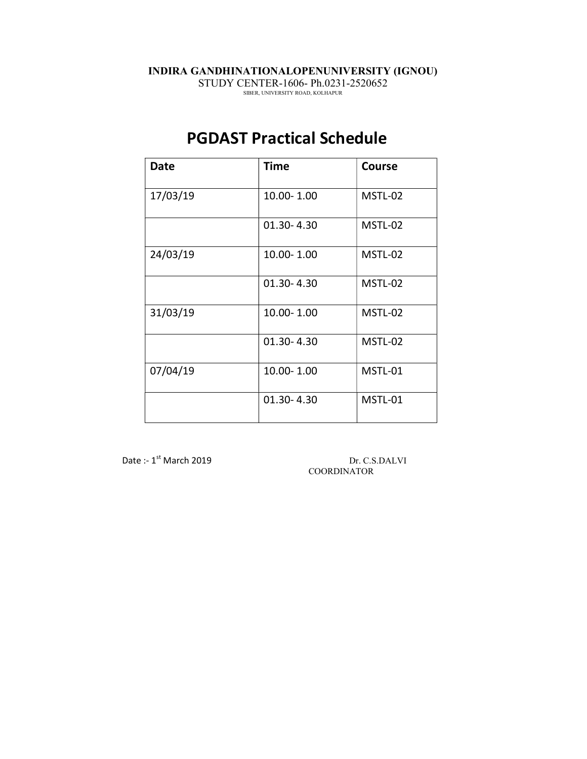**INDIRA GANDHINATIONALOPENUNIVERSITY (IGNOU)**

STUDY CENTER-1606- Ph.0231-2520652

SIBER, UNIVERSITY ROAD, KOLHAPUR

# PGDAST Practical Schedule

| Date | Time | Course |
|---|---|---|
| 17/03/19 | 10.00- 1.00 | MSTL-02 |
| | 01.30- 4.30 | MSTL-02 |
| 24/03/19 | 10.00- 1.00 | MSTL-02 |
| | 01.30- 4.30 | MSTL-02 |
| 31/03/19 | 10.00- 1.00 | MSTL-02 |
| | 01.30- 4.30 | MSTL-02 |
| 07/04/19 | 10.00- 1.00 | MSTL-01 |
| | 01.30- 4.30 | MSTL-01 |

Date :- 1st March 2019

Dr. C.S.DALVI

COORDINATOR